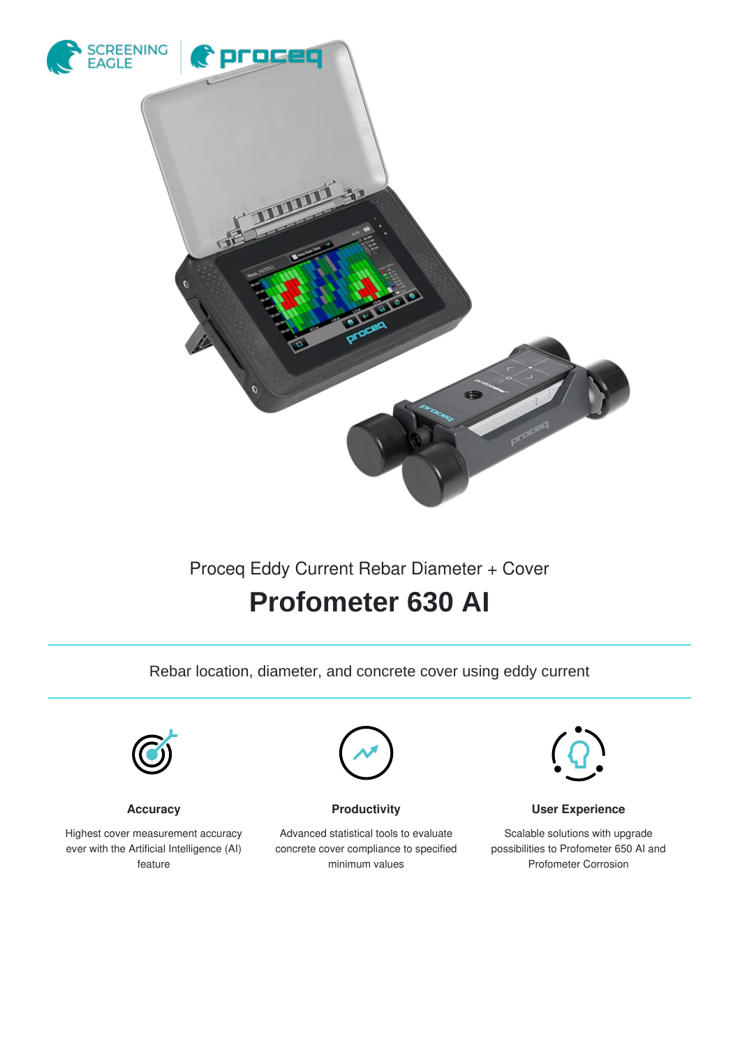Proceq Eddy Current Rebar Diameter + Cover

# Profometer 630 AI

Rebar location, diameter, and concrete cover using eddy current

**Accuracy**

Highest cover measurement accuracy ever with the Artificial Intelligence (AI) feature

**Productivity**

Advanced statistical tools to evaluate concrete cover compliance to specified minimum values

**User Experience**

Scalable solutions with upgrade possibilities to Profometer 650 AI and Profometer Corrosion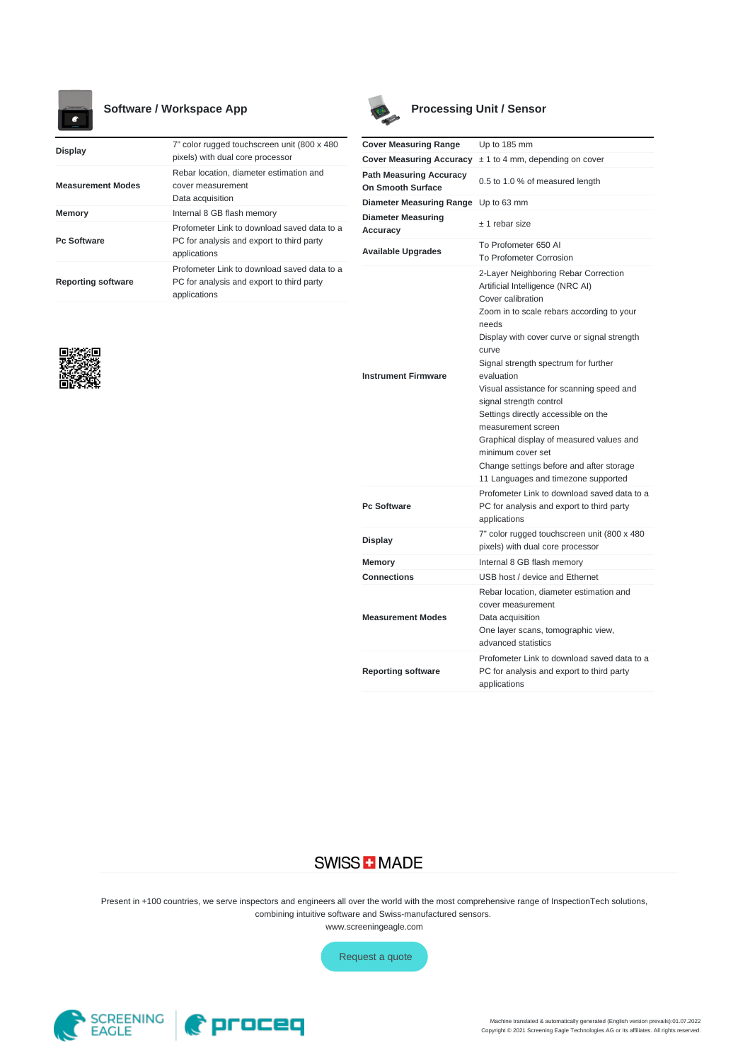## Software / Workspace App

| | |
|---|---|
| **Display** | 7" color rugged touchscreen unit (800 x 480 pixels) with dual core processor |
| **Measurement Modes** | Rebar location, diameter estimation and cover measurement<br>Data acquisition |
| **Memory** | Internal 8 GB flash memory |
| **Pc Software** | Profometer Link to download saved data to a PC for analysis and export to third party applications |
| **Reporting software** | Profometer Link to download saved data to a PC for analysis and export to third party applications |

## Processing Unit / Sensor

| | |
|---|---|
| **Cover Measuring Range** | Up to 185 mm |
| **Cover Measuring Accuracy** | ± 1 to 4 mm, depending on cover |
| **Path Measuring Accuracy On Smooth Surface** | 0.5 to 1.0 % of measured length |
| **Diameter Measuring Range** | Up to 63 mm |
| **Diameter Measuring Accuracy** | ± 1 rebar size |
| **Available Upgrades** | To Profometer 650 AI<br>To Profometer Corrosion |
| **Instrument Firmware** | 2-Layer Neighboring Rebar Correction<br>Artificial Intelligence (NRC AI)<br>Cover calibration<br>Zoom in to scale rebars according to your needs<br>Display with cover curve or signal strength curve<br>Signal strength spectrum for further evaluation<br>Visual assistance for scanning speed and signal strength control<br>Settings directly accessible on the measurement screen<br>Graphical display of measured values and minimum cover set<br>Change settings before and after storage<br>11 Languages and timezone supported |
| **Pc Software** | Profometer Link to download saved data to a PC for analysis and export to third party applications |
| **Display** | 7" color rugged touchscreen unit (800 x 480 pixels) with dual core processor |
| **Memory** | Internal 8 GB flash memory |
| **Connections** | USB host / device and Ethernet |
| **Measurement Modes** | Rebar location, diameter estimation and cover measurement<br>Data acquisition<br>One layer scans, tomographic view, advanced statistics |
| **Reporting software** | Profometer Link to download saved data to a PC for analysis and export to third party applications |

SWISS MADE

Present in +100 countries, we serve inspectors and engineers all over the world with the most comprehensive range of InspectionTech solutions, combining intuitive software and Swiss-manufactured sensors.
www.screeningeagle.com

Request a quote

SCREENING EAGLE | proceq

Machine translated & automatically generated (English version prevails):01.07.2022
Copyright © 2021 Screening Eagle Technologies AG or its affiliates. All rights reserved.